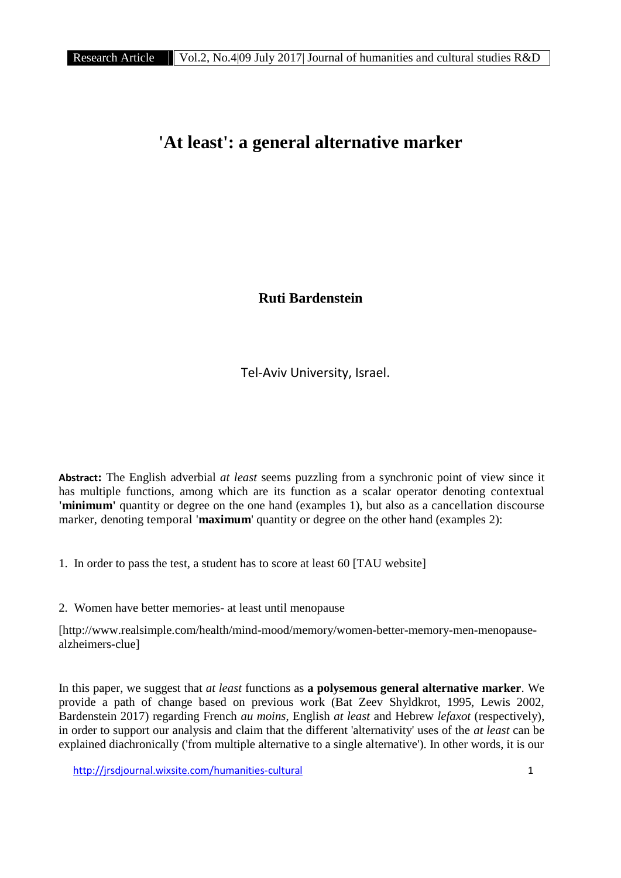# 'At least': a general alternative marker

**Ruti Bardenstein**

Tel-Aviv University, Israel.

**Abstract:** The English adverbial *at least* seems puzzling from a synchronic point of view since it has multiple functions, among which are its function as a scalar operator denoting contextual **'minimum'** quantity or degree on the one hand (examples 1), but also as a cancellation discourse marker, denoting temporal '**maximum**' quantity or degree on the other hand (examples 2):

1. In order to pass the test, a student has to score at least 60 [TAU website]

2. Women have better memories- at least until menopause

[http://www.realsimple.com/health/mind-mood/memory/women-better-memory-men-menopause-alzheimers-clue]

In this paper, we suggest that *at least* functions as **a polysemous general alternative marker**. We provide a path of change based on previous work (Bat Zeev Shyldkrot, 1995, Lewis 2002, Bardenstein 2017) regarding French *au moins*, English *at least* and Hebrew *lefaxot* (respectively), in order to support our analysis and claim that the different 'alternativity' uses of the *at least* can be explained diachronically ('from multiple alternative to a single alternative'). In other words, it is our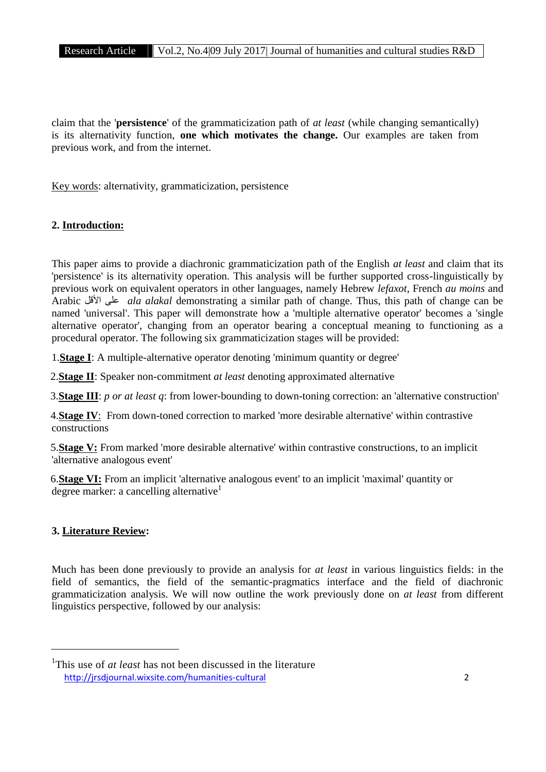claim that the '**persistence**' of the grammaticization path of *at least* (while changing semantically) is its alternativity function, **one which motivates the change.** Our examples are taken from previous work, and from the internet.

Key words: alternativity, grammaticization, persistence

## 2. Introduction:

This paper aims to provide a diachronic grammaticization path of the English *at least* and claim that its 'persistence' is its alternativity operation. This analysis will be further supported cross-linguistically by previous work on equivalent operators in other languages, namely Hebrew *lefaxot*, French *au moins* and Arabic على الأقل *ala alakal* demonstrating a similar path of change. Thus, this path of change can be named 'universal'. This paper will demonstrate how a 'multiple alternative operator' becomes a 'single alternative operator', changing from an operator bearing a conceptual meaning to functioning as a procedural operator. The following six grammaticization stages will be provided:

1. **Stage I**: A multiple-alternative operator denoting 'minimum quantity or degree'
2. **Stage II**: Speaker non-commitment *at least* denoting approximated alternative
3. **Stage III**: *p or at least q*: from lower-bounding to down-toning correction: an 'alternative construction'
4. **Stage IV**: From down-toned correction to marked 'more desirable alternative' within contrastive constructions
5. **Stage V:** From marked 'more desirable alternative' within contrastive constructions, to an implicit 'alternative analogous event'
6. **Stage VI:** From an implicit 'alternative analogous event' to an implicit 'maximal' quantity or degree marker: a cancelling alternative[1]

## 3. Literature Review:

Much has been done previously to provide an analysis for *at least* in various linguistics fields: in the field of semantics, the field of the semantic-pragmatics interface and the field of diachronic grammaticization analysis. We will now outline the work previously done on *at least* from different linguistics perspective, followed by our analysis:

---

[1] This use of *at least* has not been discussed in the literature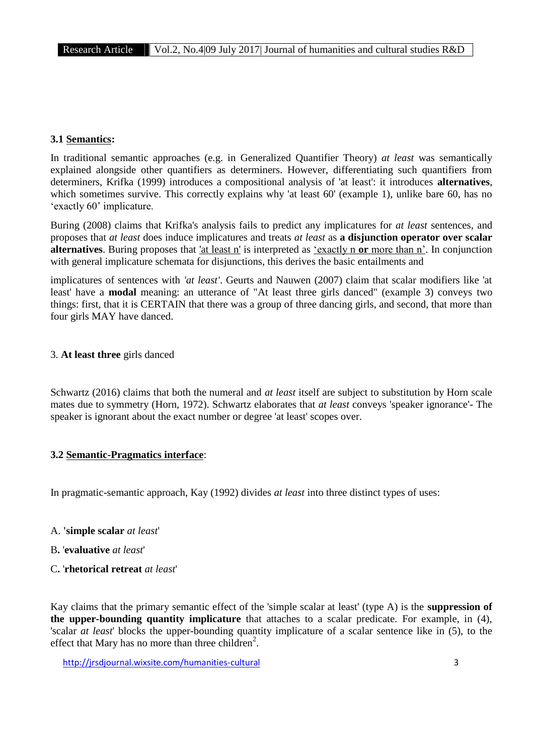### 3.1 <u>Semantics</u>:

In traditional semantic approaches (e.g. in Generalized Quantifier Theory) *at least* was semantically explained alongside other quantifiers as determiners. However, differentiating such quantifiers from determiners, Krifka (1999) introduces a compositional analysis of 'at least': it introduces **alternatives**, which sometimes survive. This correctly explains why 'at least 60' (example 1), unlike bare 60, has no 'exactly 60' implicature.

Buring (2008) claims that Krifka's analysis fails to predict any implicatures for *at least* sentences, and proposes that *at least* does induce implicatures and treats *at least* as **a disjunction operator over scalar alternatives**. Buring proposes that <u>'at least n'</u> is interpreted as <u>'exactly n **or** more than n'</u>. In conjunction with general implicature schemata for disjunctions, this derives the basic entailments and

implicatures of sentences with *'at least'*. Geurts and Nauwen (2007) claim that scalar modifiers like 'at least' have a **modal** meaning: an utterance of "At least three girls danced" (example 3) conveys two things: first, that it is CERTAIN that there was a group of three dancing girls, and second, that more than four girls MAY have danced.

3. **At least three** girls danced

Schwartz (2016) claims that both the numeral and *at least* itself are subject to substitution by Horn scale mates due to symmetry (Horn, 1972). Schwartz elaborates that *at least* conveys 'speaker ignorance'- The speaker is ignorant about the exact number or degree 'at least' scopes over.

### 3.2 <u>Semantic-Pragmatics interface</u>:

In pragmatic-semantic approach, Kay (1992) divides *at least* into three distinct types of uses:

A. '**simple scalar** *at least*'

B. '**evaluative** *at least*'

C. '**rhetorical retreat** *at least*'

Kay claims that the primary semantic effect of the 'simple scalar at least' (type A) is the **suppression of the upper-bounding quantity implicature** that attaches to a scalar predicate. For example, in (4), 'scalar *at least*' blocks the upper-bounding quantity implicature of a scalar sentence like in (5), to the effect that Mary has no more than three children[2].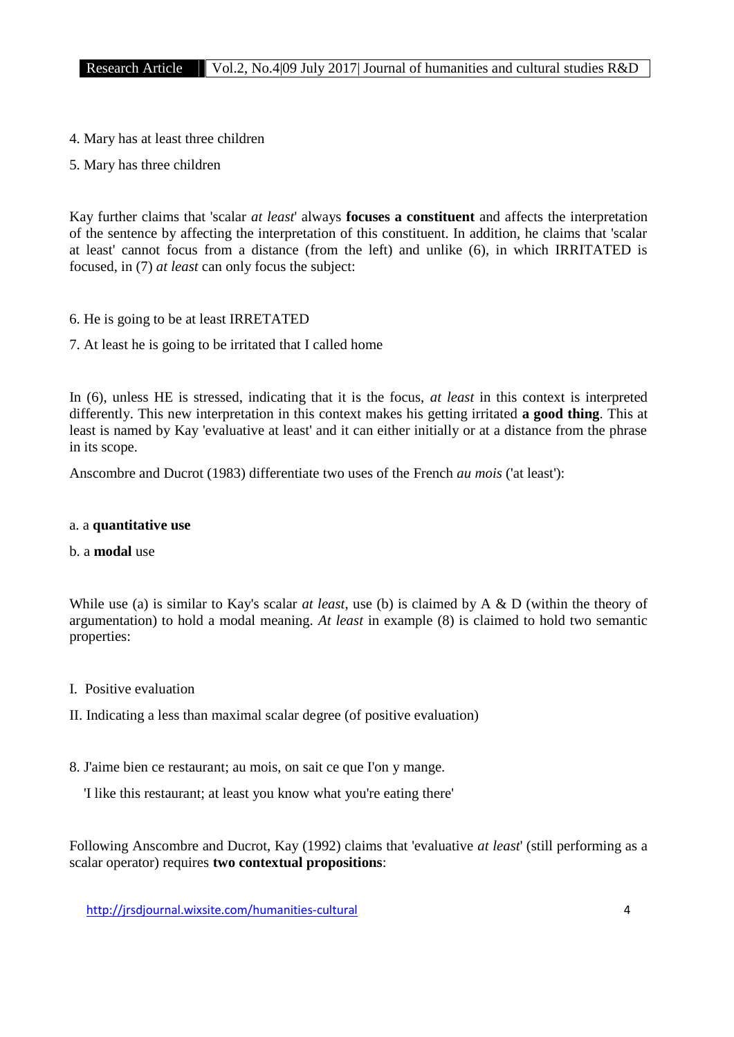4. Mary has at least three children

5. Mary has three children

Kay further claims that 'scalar *at least*' always **focuses a constituent** and affects the interpretation of the sentence by affecting the interpretation of this constituent. In addition, he claims that 'scalar at least' cannot focus from a distance (from the left) and unlike (6), in which IRRITATED is focused, in (7) *at least* can only focus the subject:

6. He is going to be at least IRRETATED

7. At least he is going to be irritated that I called home

In (6), unless HE is stressed, indicating that it is the focus, *at least* in this context is interpreted differently. This new interpretation in this context makes his getting irritated **a good thing**. This at least is named by Kay 'evaluative at least' and it can either initially or at a distance from the phrase in its scope.

Anscombre and Ducrot (1983) differentiate two uses of the French *au mois* ('at least'):

a. a **quantitative use**

b. a **modal** use

While use (a) is similar to Kay's scalar *at least*, use (b) is claimed by A & D (within the theory of argumentation) to hold a modal meaning. *At least* in example (8) is claimed to hold two semantic properties:

I. Positive evaluation

II. Indicating a less than maximal scalar degree (of positive evaluation)

8. J'aime bien ce restaurant; au mois, on sait ce que l'on y mange.

   'I like this restaurant; at least you know what you're eating there'

Following Anscombre and Ducrot, Kay (1992) claims that 'evaluative *at least*' (still performing as a scalar operator) requires **two contextual propositions**: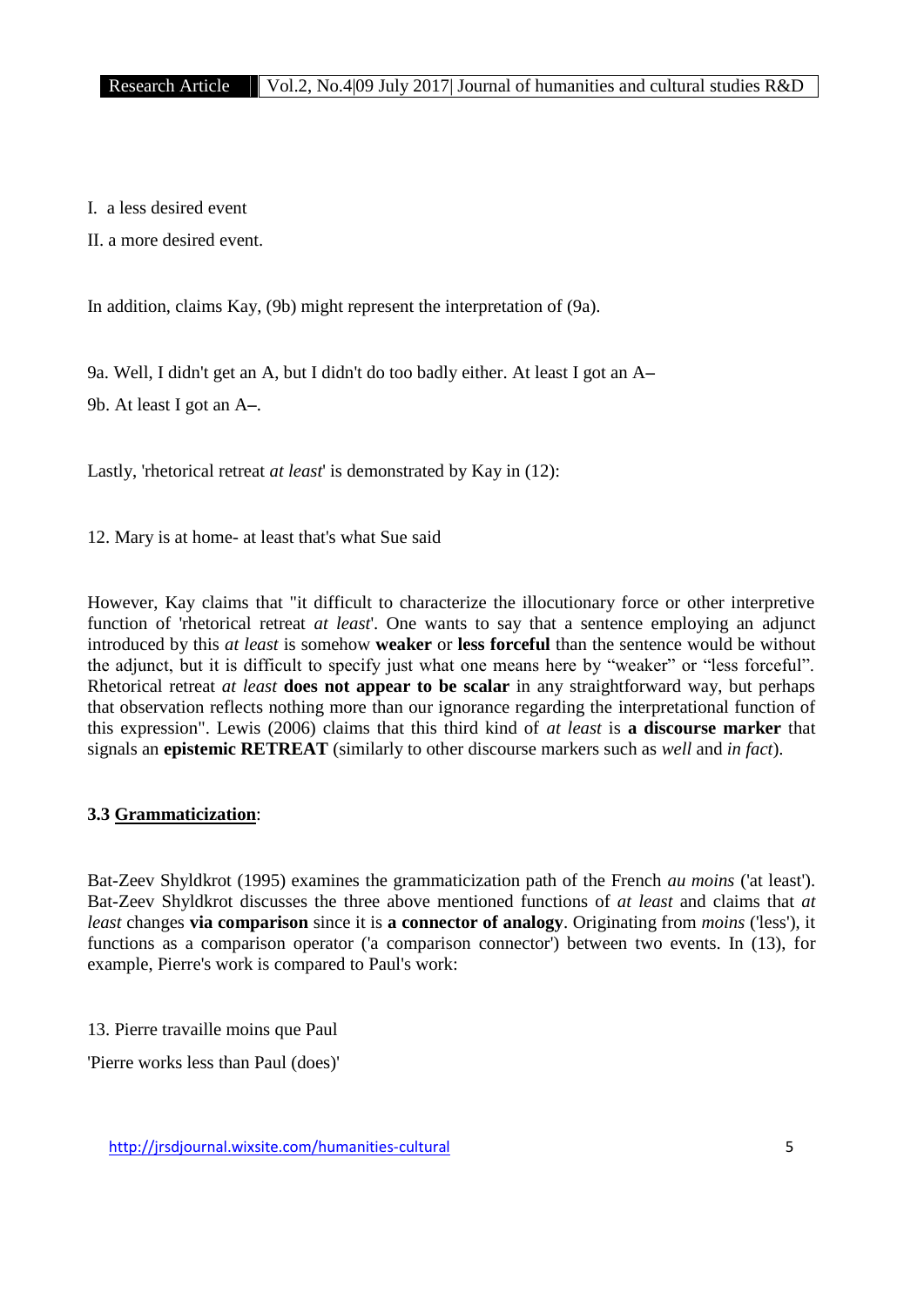I. a less desired event

II. a more desired event.

In addition, claims Kay, (9b) might represent the interpretation of (9a).

9a. Well, I didn't get an A, but I didn't do too badly either. At least I got an A–

9b. At least I got an A–.

Lastly, 'rhetorical retreat *at least*' is demonstrated by Kay in (12):

12. Mary is at home- at least that's what Sue said

However, Kay claims that "it difficult to characterize the illocutionary force or other interpretive function of 'rhetorical retreat *at least*'. One wants to say that a sentence employing an adjunct introduced by this *at least* is somehow **weaker** or **less forceful** than the sentence would be without the adjunct, but it is difficult to specify just what one means here by "weaker" or "less forceful". Rhetorical retreat *at least* **does not appear to be scalar** in any straightforward way, but perhaps that observation reflects nothing more than our ignorance regarding the interpretational function of this expression". Lewis (2006) claims that this third kind of *at least* is **a discourse marker** that signals an **epistemic RETREAT** (similarly to other discourse markers such as *well* and *in fact*).

### 3.3 Grammaticization:

Bat-Zeev Shyldkrot (1995) examines the grammaticization path of the French *au moins* ('at least'). Bat-Zeev Shyldkrot discusses the three above mentioned functions of *at least* and claims that *at least* changes **via comparison** since it is **a connector of analogy**. Originating from *moins* ('less'), it functions as a comparison operator ('a comparison connector') between two events. In (13), for example, Pierre's work is compared to Paul's work:

13. Pierre travaille moins que Paul

'Pierre works less than Paul (does)'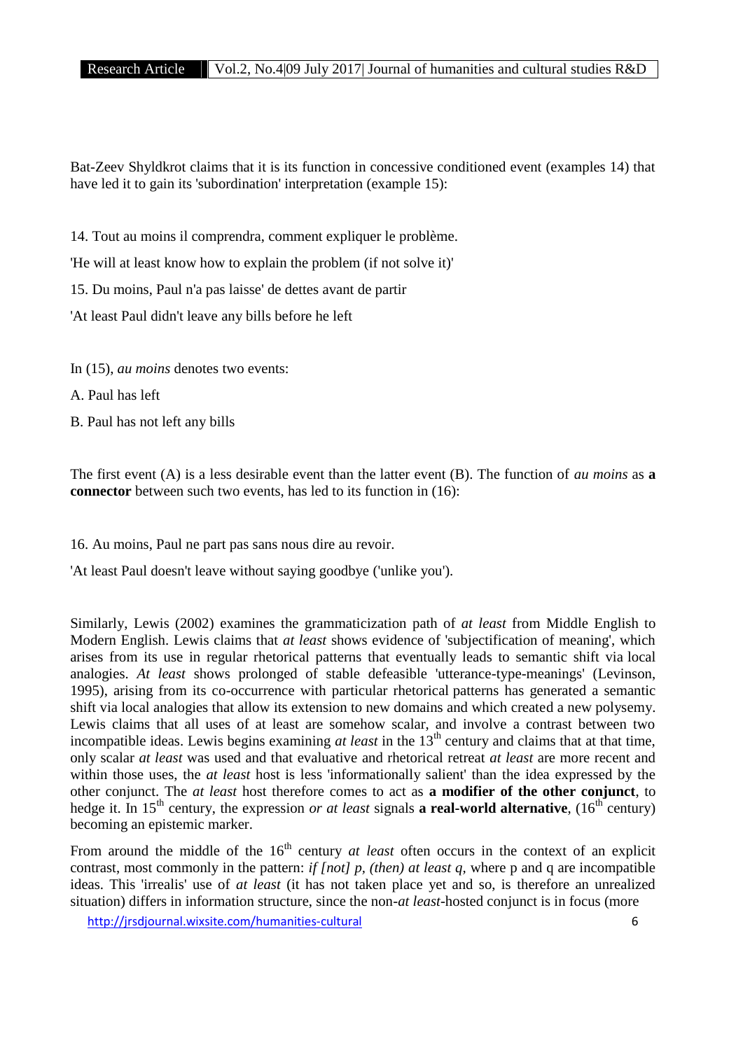Bat-Zeev Shyldkrot claims that it is its function in concessive conditioned event (examples 14) that have led it to gain its 'subordination' interpretation (example 15):

14. Tout au moins il comprendra, comment expliquer le problème.

'He will at least know how to explain the problem (if not solve it)'

15. Du moins, Paul n'a pas laisse' de dettes avant de partir

'At least Paul didn't leave any bills before he left

In (15), *au moins* denotes two events:

A. Paul has left

B. Paul has not left any bills

The first event (A) is a less desirable event than the latter event (B). The function of *au moins* as **a connector** between such two events, has led to its function in (16):

16. Au moins, Paul ne part pas sans nous dire au revoir.

'At least Paul doesn't leave without saying goodbye ('unlike you').

Similarly, Lewis (2002) examines the grammaticization path of *at least* from Middle English to Modern English. Lewis claims that *at least* shows evidence of 'subjectification of meaning', which arises from its use in regular rhetorical patterns that eventually leads to semantic shift via local analogies. *At least* shows prolonged of stable defeasible 'utterance-type-meanings' (Levinson, 1995), arising from its co-occurrence with particular rhetorical patterns has generated a semantic shift via local analogies that allow its extension to new domains and which created a new polysemy. Lewis claims that all uses of at least are somehow scalar, and involve a contrast between two incompatible ideas. Lewis begins examining *at least* in the 13th century and claims that at that time, only scalar *at least* was used and that evaluative and rhetorical retreat *at least* are more recent and within those uses, the *at least* host is less 'informationally salient' than the idea expressed by the other conjunct. The *at least* host therefore comes to act as **a modifier of the other conjunct**, to hedge it. In 15th century, the expression *or at least* signals **a real-world alternative**, (16th century) becoming an epistemic marker.

From around the middle of the 16th century *at least* often occurs in the context of an explicit contrast, most commonly in the pattern: *if [not] p, (then) at least q*, where p and q are incompatible ideas. This 'irrealis' use of *at least* (it has not taken place yet and so, is therefore an unrealized situation) differs in information structure, since the non-*at least*-hosted conjunct is in focus (more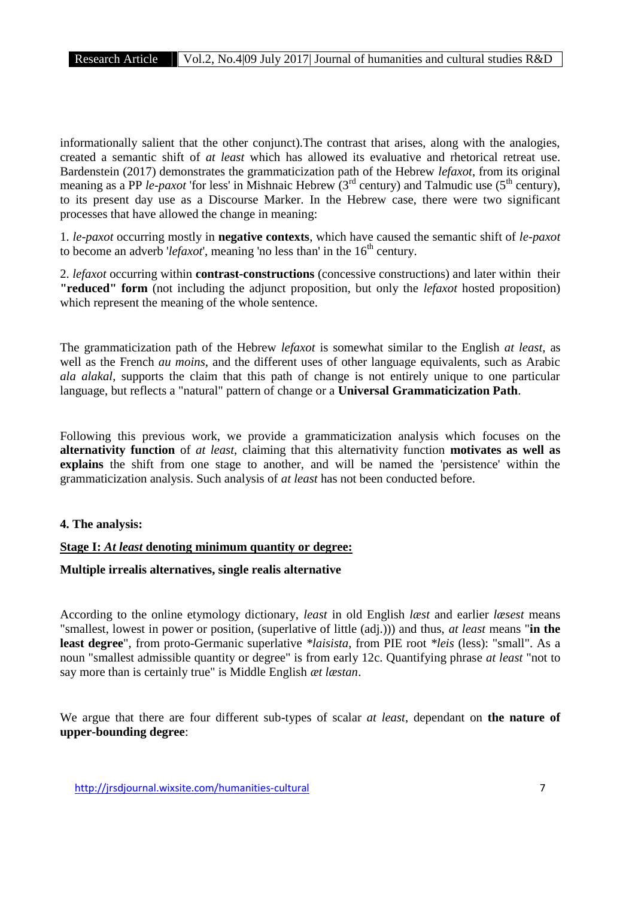informationally salient that the other conjunct).The contrast that arises, along with the analogies, created a semantic shift of *at least* which has allowed its evaluative and rhetorical retreat use. Bardenstein (2017) demonstrates the grammaticization path of the Hebrew *lefaxot*, from its original meaning as a PP *le-paxot* 'for less' in Mishnaic Hebrew (3rd century) and Talmudic use (5th century), to its present day use as a Discourse Marker. In the Hebrew case, there were two significant processes that have allowed the change in meaning:

1. *le-paxot* occurring mostly in **negative contexts**, which have caused the semantic shift of *le-paxot* to become an adverb '*lefaxot*', meaning 'no less than' in the 16th century.

2. *lefaxot* occurring within **contrast-constructions** (concessive constructions) and later within their **"reduced" form** (not including the adjunct proposition, but only the *lefaxot* hosted proposition) which represent the meaning of the whole sentence.

The grammaticization path of the Hebrew *lefaxot* is somewhat similar to the English *at least*, as well as the French *au moins*, and the different uses of other language equivalents, such as Arabic *ala alakal*, supports the claim that this path of change is not entirely unique to one particular language, but reflects a "natural" pattern of change or a **Universal Grammaticization Path**.

Following this previous work, we provide a grammaticization analysis which focuses on the **alternativity function** of *at least*, claiming that this alternativity function **motivates as well as explains** the shift from one stage to another, and will be named the 'persistence' within the grammaticization analysis. Such analysis of *at least* has not been conducted before.

## 4. The analysis:

### Stage I: *At least* denoting minimum quantity or degree:

**Multiple irrealis alternatives, single realis alternative**

According to the online etymology dictionary, *least* in old English *læst* and earlier *læsest* means "smallest, lowest in power or position, (superlative of little (adj.))) and thus, *at least* means "**in the least degree**", from proto-Germanic superlative *\*laisista*, from PIE root *\*leis* (less): "small". As a noun "smallest admissible quantity or degree" is from early 12c. Quantifying phrase *at least* "not to say more than is certainly true" is Middle English *æt læstan*.

We argue that there are four different sub-types of scalar *at least*, dependant on **the nature of upper-bounding degree**: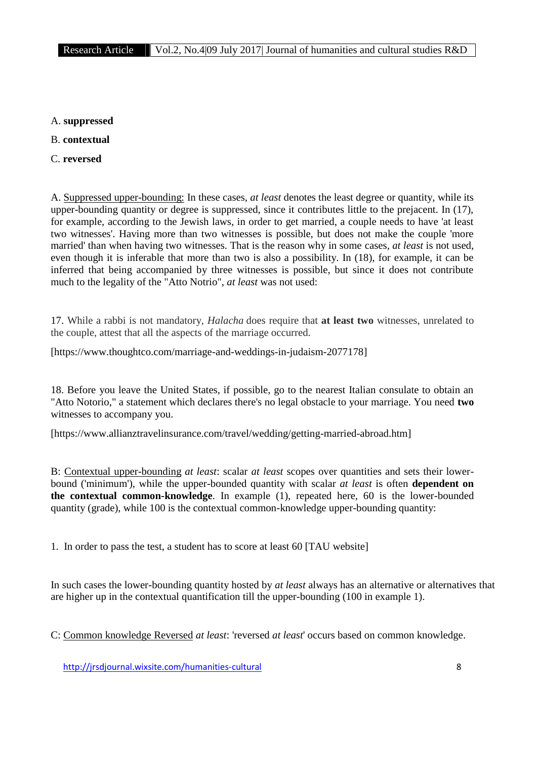A. **suppressed**

B. **contextual**

C. **reversed**

A. Suppressed upper-bounding: In these cases, *at least* denotes the least degree or quantity, while its upper-bounding quantity or degree is suppressed, since it contributes little to the prejacent. In (17), for example, according to the Jewish laws, in order to get married, a couple needs to have 'at least two witnesses'. Having more than two witnesses is possible, but does not make the couple 'more married' than when having two witnesses. That is the reason why in some cases, *at least* is not used, even though it is inferable that more than two is also a possibility. In (18), for example, it can be inferred that being accompanied by three witnesses is possible, but since it does not contribute much to the legality of the "Atto Notrio", *at least* was not used:

17. While a rabbi is not mandatory, *Halacha* does require that **at least two** witnesses, unrelated to the couple, attest that all the aspects of the marriage occurred.

[https://www.thoughtco.com/marriage-and-weddings-in-judaism-2077178]

18. Before you leave the United States, if possible, go to the nearest Italian consulate to obtain an "Atto Notorio," a statement which declares there's no legal obstacle to your marriage. You need **two** witnesses to accompany you.

[https://www.allianztravelinsurance.com/travel/wedding/getting-married-abroad.htm]

B: Contextual upper-bounding *at least*: scalar *at least* scopes over quantities and sets their lower-bound ('minimum'), while the upper-bounded quantity with scalar *at least* is often **dependent on the contextual common-knowledge**. In example (1), repeated here, 60 is the lower-bounded quantity (grade), while 100 is the contextual common-knowledge upper-bounding quantity:

1. In order to pass the test, a student has to score at least 60 [TAU website]

In such cases the lower-bounding quantity hosted by *at least* always has an alternative or alternatives that are higher up in the contextual quantification till the upper-bounding (100 in example 1).

C: Common knowledge Reversed *at least*: 'reversed *at least*' occurs based on common knowledge.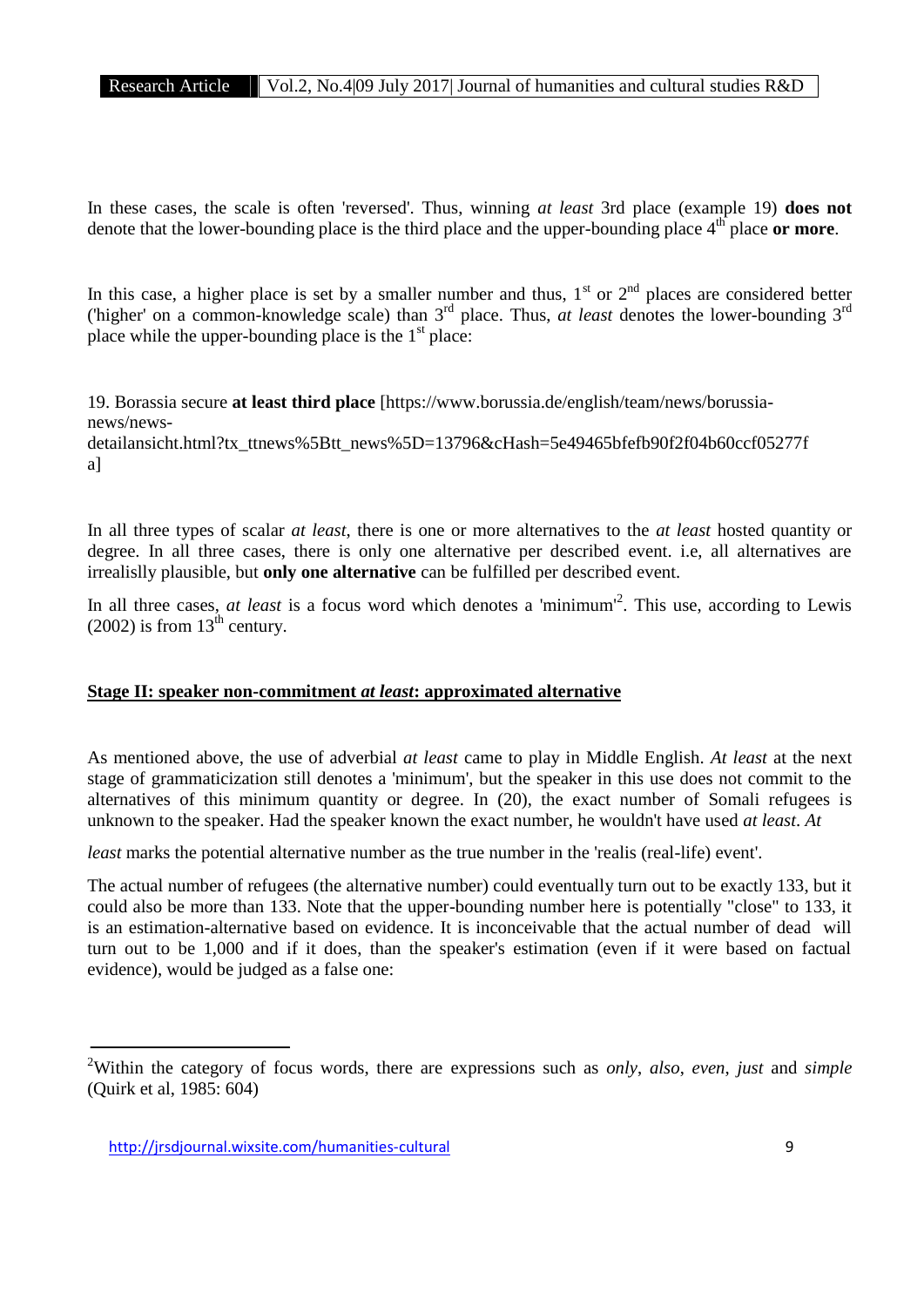In these cases, the scale is often 'reversed'. Thus, winning *at least* 3rd place (example 19) **does not** denote that the lower-bounding place is the third place and the upper-bounding place 4th place **or more**.

In this case, a higher place is set by a smaller number and thus, 1st or 2nd places are considered better ('higher' on a common-knowledge scale) than 3rd place. Thus, *at least* denotes the lower-bounding 3rd place while the upper-bounding place is the 1st place:

19. Borassia secure **at least third place** [https://www.borussia.de/english/team/news/borussia-news/news-detailansicht.html?tx_ttnews%5Btt_news%5D=13796&cHash=5e49465bfefb90f2f04b60ccf05277fa]

In all three types of scalar *at least*, there is one or more alternatives to the *at least* hosted quantity or degree. In all three cases, there is only one alternative per described event. i.e, all alternatives are irrealislly plausible, but **only one alternative** can be fulfilled per described event.

In all three cases, *at least* is a focus word which denotes a 'minimum'[2]. This use, according to Lewis (2002) is from 13th century.

## Stage II: speaker non-commitment *at least*: approximated alternative

As mentioned above, the use of adverbial *at least* came to play in Middle English. *At least* at the next stage of grammaticization still denotes a 'minimum', but the speaker in this use does not commit to the alternatives of this minimum quantity or degree. In (20), the exact number of Somali refugees is unknown to the speaker. Had the speaker known the exact number, he wouldn't have used *at least*. *At least* marks the potential alternative number as the true number in the 'realis (real-life) event'.

The actual number of refugees (the alternative number) could eventually turn out to be exactly 133, but it could also be more than 133. Note that the upper-bounding number here is potentially "close" to 133, it is an estimation-alternative based on evidence. It is inconceivable that the actual number of dead will turn out to be 1,000 and if it does, than the speaker's estimation (even if it were based on factual evidence), would be judged as a false one:

[2] Within the category of focus words, there are expressions such as *only*, *also*, *even*, *just* and *simple* (Quirk et al, 1985: 604)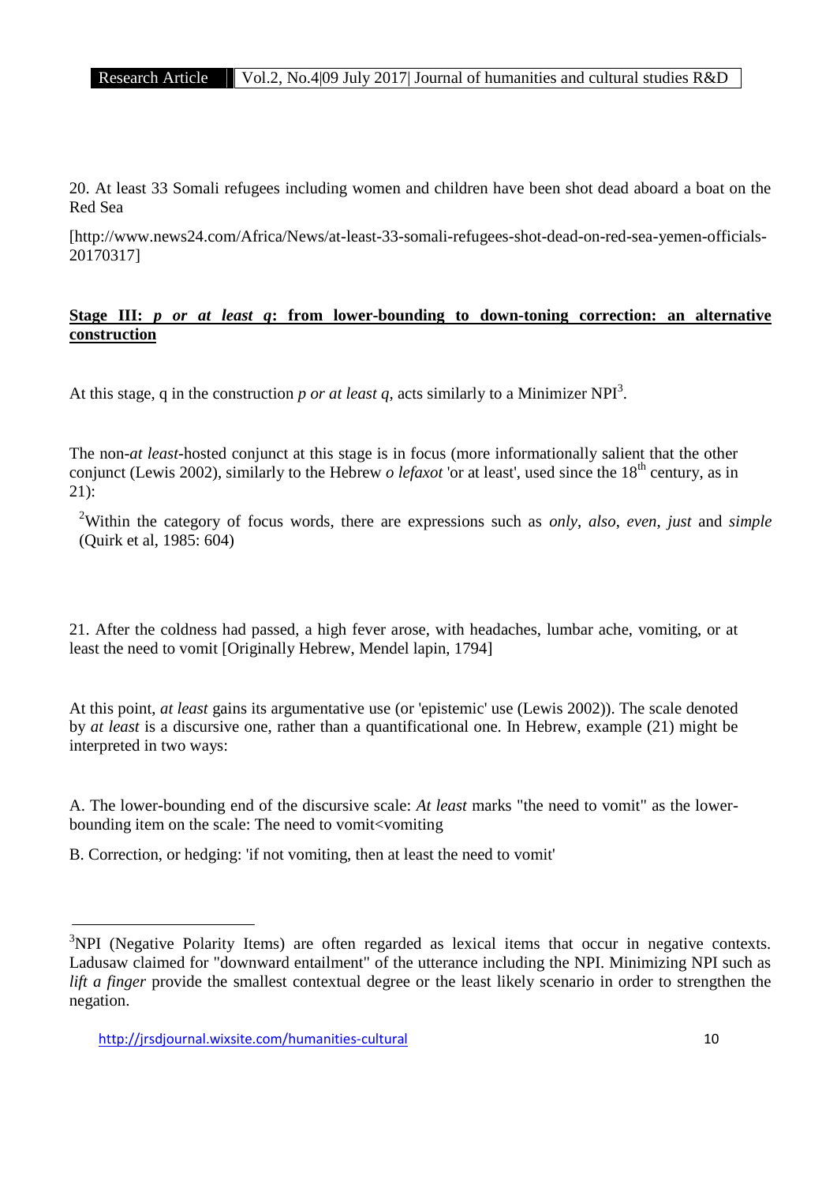20. At least 33 Somali refugees including women and children have been shot dead aboard a boat on the Red Sea

[http://www.news24.com/Africa/News/at-least-33-somali-refugees-shot-dead-on-red-sea-yemen-officials-20170317]

**Stage III: *p or at least q*: from lower-bounding to down-toning correction: an alternative construction**

At this stage, q in the construction *p or at least q*, acts similarly to a Minimizer NPI[3].

The non-*at least*-hosted conjunct at this stage is in focus (more informationally salient that the other conjunct (Lewis 2002), similarly to the Hebrew *o lefaxot* 'or at least', used since the 18th century, as in 21):

[2]Within the category of focus words, there are expressions such as *only*, *also*, *even*, *just* and *simple* (Quirk et al, 1985: 604)

21. After the coldness had passed, a high fever arose, with headaches, lumbar ache, vomiting, or at least the need to vomit [Originally Hebrew, Mendel lapin, 1794]

At this point, *at least* gains its argumentative use (or 'epistemic' use (Lewis 2002)). The scale denoted by *at least* is a discursive one, rather than a quantificational one. In Hebrew, example (21) might be interpreted in two ways:

A. The lower-bounding end of the discursive scale: *At least* marks "the need to vomit" as the lower-bounding item on the scale: The need to vomit<vomiting

B. Correction, or hedging: 'if not vomiting, then at least the need to vomit'

---

[3]NPI (Negative Polarity Items) are often regarded as lexical items that occur in negative contexts. Ladusaw claimed for "downward entailment" of the utterance including the NPI. Minimizing NPI such as *lift a finger* provide the smallest contextual degree or the least likely scenario in order to strengthen the negation.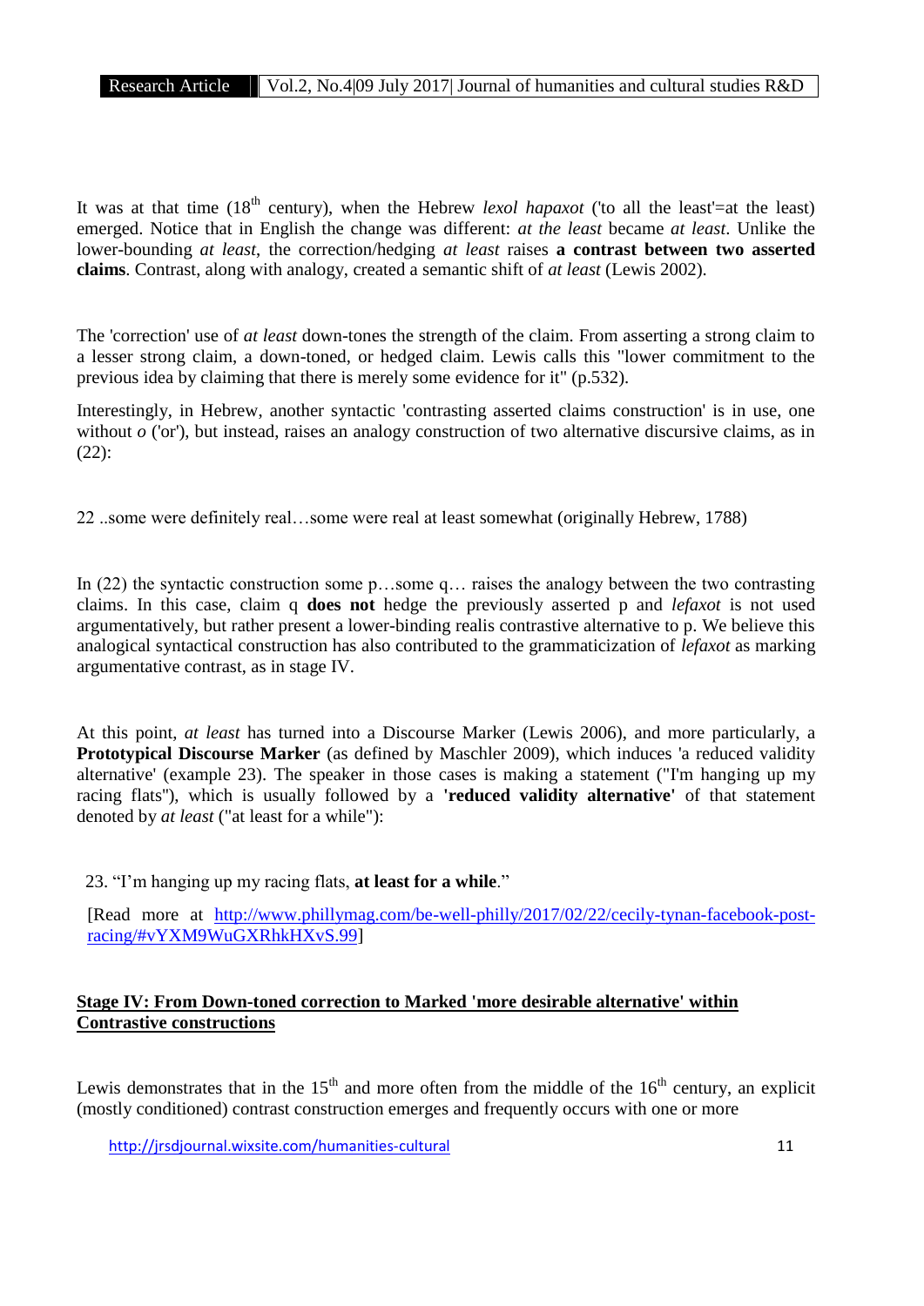It was at that time (18th century), when the Hebrew *lexol hapaxot* ('to all the least'=at the least) emerged. Notice that in English the change was different: *at the least* became *at least*. Unlike the lower-bounding *at least*, the correction/hedging *at least* raises **a contrast between two asserted claims**. Contrast, along with analogy, created a semantic shift of *at least* (Lewis 2002).

The 'correction' use of *at least* down-tones the strength of the claim. From asserting a strong claim to a lesser strong claim, a down-toned, or hedged claim. Lewis calls this "lower commitment to the previous idea by claiming that there is merely some evidence for it" (p.532).

Interestingly, in Hebrew, another syntactic 'contrasting asserted claims construction' is in use, one without *o* ('or'), but instead, raises an analogy construction of two alternative discursive claims, as in (22):

22 ..some were definitely real…some were real at least somewhat (originally Hebrew, 1788)

In (22) the syntactic construction some p…some q… raises the analogy between the two contrasting claims. In this case, claim q **does not** hedge the previously asserted p and *lefaxot* is not used argumentatively, but rather present a lower-binding realis contrastive alternative to p. We believe this analogical syntactical construction has also contributed to the grammaticization of *lefaxot* as marking argumentative contrast, as in stage IV.

At this point, *at least* has turned into a Discourse Marker (Lewis 2006), and more particularly, a **Prototypical Discourse Marker** (as defined by Maschler 2009), which induces 'a reduced validity alternative' (example 23). The speaker in those cases is making a statement ("I'm hanging up my racing flats"), which is usually followed by a **'reduced validity alternative'** of that statement denoted by *at least* ("at least for a while"):

23. "I'm hanging up my racing flats, **at least for a while**."

[Read more at http://www.phillymag.com/be-well-philly/2017/02/22/cecily-tynan-facebook-post-racing/#vYXM9WuGXRhkHXvS.99]

**Stage IV: From Down-toned correction to Marked 'more desirable alternative' within Contrastive constructions**

Lewis demonstrates that in the 15th and more often from the middle of the 16th century, an explicit (mostly conditioned) contrast construction emerges and frequently occurs with one or more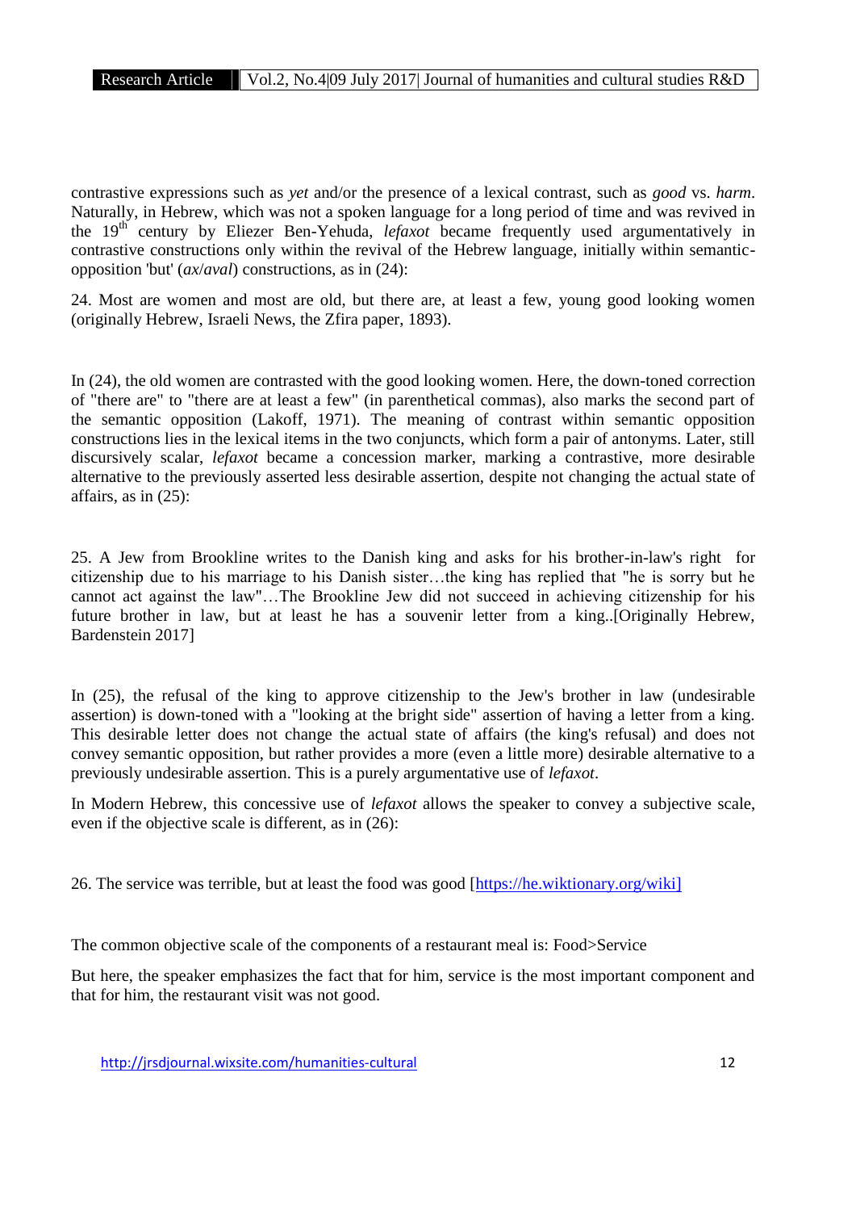contrastive expressions such as *yet* and/or the presence of a lexical contrast, such as *good* vs. *harm*. Naturally, in Hebrew, which was not a spoken language for a long period of time and was revived in the 19th century by Eliezer Ben-Yehuda, *lefaxot* became frequently used argumentatively in contrastive constructions only within the revival of the Hebrew language, initially within semantic-opposition 'but' (*ax*/*aval*) constructions, as in (24):

24. Most are women and most are old, but there are, at least a few, young good looking women (originally Hebrew, Israeli News, the Zfira paper, 1893).

In (24), the old women are contrasted with the good looking women. Here, the down-toned correction of "there are" to "there are at least a few" (in parenthetical commas), also marks the second part of the semantic opposition (Lakoff, 1971). The meaning of contrast within semantic opposition constructions lies in the lexical items in the two conjuncts, which form a pair of antonyms. Later, still discursively scalar, *lefaxot* became a concession marker, marking a contrastive, more desirable alternative to the previously asserted less desirable assertion, despite not changing the actual state of affairs, as in (25):

25. A Jew from Brookline writes to the Danish king and asks for his brother-in-law's right for citizenship due to his marriage to his Danish sister…the king has replied that "he is sorry but he cannot act against the law"…The Brookline Jew did not succeed in achieving citizenship for his future brother in law, but at least he has a souvenir letter from a king..[Originally Hebrew, Bardenstein 2017]

In (25), the refusal of the king to approve citizenship to the Jew's brother in law (undesirable assertion) is down-toned with a "looking at the bright side" assertion of having a letter from a king. This desirable letter does not change the actual state of affairs (the king's refusal) and does not convey semantic opposition, but rather provides a more (even a little more) desirable alternative to a previously undesirable assertion. This is a purely argumentative use of *lefaxot*.

In Modern Hebrew, this concessive use of *lefaxot* allows the speaker to convey a subjective scale, even if the objective scale is different, as in (26):

26. The service was terrible, but at least the food was good [https://he.wiktionary.org/wiki]

The common objective scale of the components of a restaurant meal is: Food>Service

But here, the speaker emphasizes the fact that for him, service is the most important component and that for him, the restaurant visit was not good.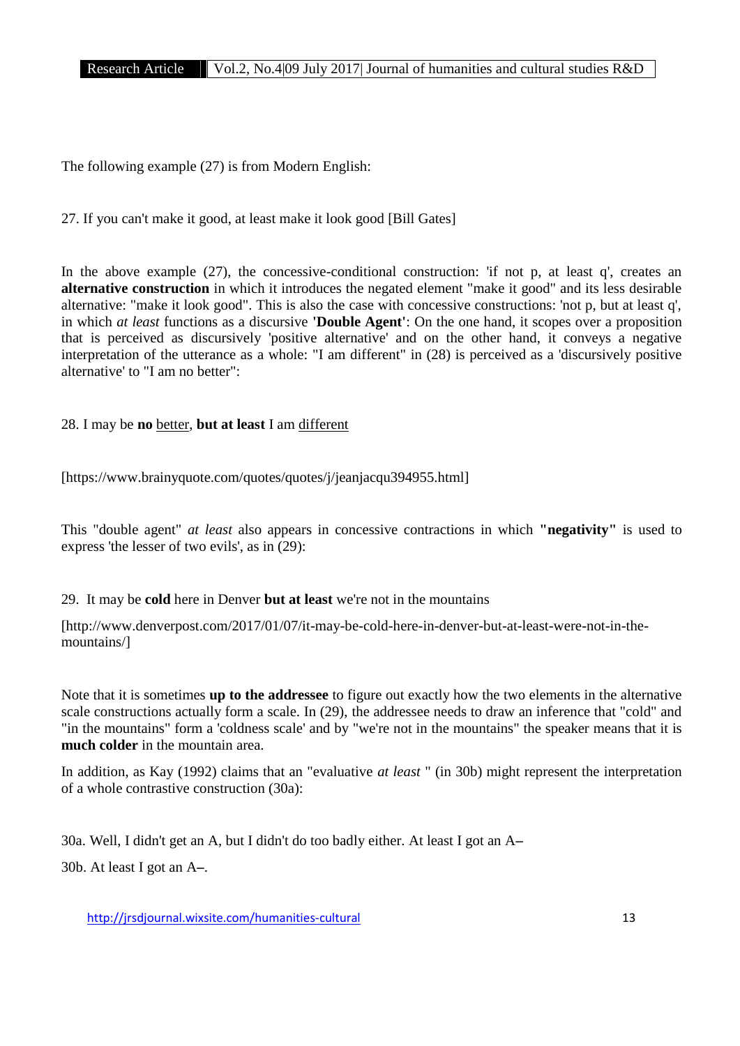The following example (27) is from Modern English:

27. If you can't make it good, at least make it look good [Bill Gates]

In the above example (27), the concessive-conditional construction: 'if not p, at least q', creates an **alternative construction** in which it introduces the negated element "make it good" and its less desirable alternative: "make it look good". This is also the case with concessive constructions: 'not p, but at least q', in which *at least* functions as a discursive **'Double Agent'**: On the one hand, it scopes over a proposition that is perceived as discursively 'positive alternative' and on the other hand, it conveys a negative interpretation of the utterance as a whole: "I am different" in (28) is perceived as a 'discursively positive alternative' to "I am no better":

28. I may be **no** <u>better</u>, **but at least** I am <u>different</u>

[https://www.brainyquote.com/quotes/quotes/j/jeanjacqu394955.html]

This "double agent" *at least* also appears in concessive contractions in which **"negativity"** is used to express 'the lesser of two evils', as in (29):

29. It may be **cold** here in Denver **but at least** we're not in the mountains

[http://www.denverpost.com/2017/01/07/it-may-be-cold-here-in-denver-but-at-least-were-not-in-the-mountains/]

Note that it is sometimes **up to the addressee** to figure out exactly how the two elements in the alternative scale constructions actually form a scale. In (29), the addressee needs to draw an inference that "cold" and "in the mountains" form a 'coldness scale' and by "we're not in the mountains" the speaker means that it is **much colder** in the mountain area.

In addition, as Kay (1992) claims that an "evaluative *at least* " (in 30b) might represent the interpretation of a whole contrastive construction (30a):

30a. Well, I didn't get an A, but I didn't do too badly either. At least I got an A–

30b. At least I got an A–.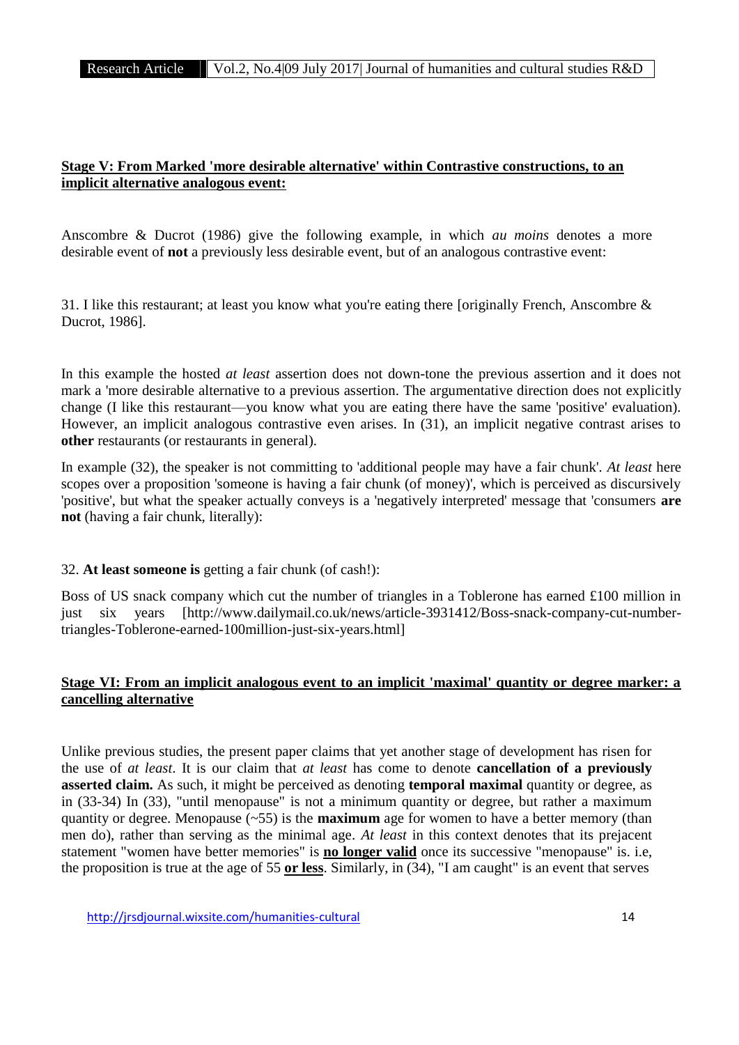**<u>Stage V: From Marked 'more desirable alternative' within Contrastive constructions, to an implicit alternative analogous event:</u>**

Anscombre & Ducrot (1986) give the following example, in which *au moins* denotes a more desirable event of **not** a previously less desirable event, but of an analogous contrastive event:

31. I like this restaurant; at least you know what you're eating there [originally French, Anscombre & Ducrot, 1986].

In this example the hosted *at least* assertion does not down-tone the previous assertion and it does not mark a 'more desirable alternative to a previous assertion. The argumentative direction does not explicitly change (I like this restaurant—you know what you are eating there have the same 'positive' evaluation). However, an implicit analogous contrastive even arises. In (31), an implicit negative contrast arises to **other** restaurants (or restaurants in general).

In example (32), the speaker is not committing to 'additional people may have a fair chunk'. *At least* here scopes over a proposition 'someone is having a fair chunk (of money)', which is perceived as discursively 'positive', but what the speaker actually conveys is a 'negatively interpreted' message that 'consumers **are not** (having a fair chunk, literally):

32. **At least someone is** getting a fair chunk (of cash!):

Boss of US snack company which cut the number of triangles in a Toblerone has earned £100 million in just six years [http://www.dailymail.co.uk/news/article-3931412/Boss-snack-company-cut-number-triangles-Toblerone-earned-100million-just-six-years.html]

**<u>Stage VI: From an implicit analogous event to an implicit 'maximal' quantity or degree marker: a cancelling alternative</u>**

Unlike previous studies, the present paper claims that yet another stage of development has risen for the use of *at least*. It is our claim that *at least* has come to denote **cancellation of a previously asserted claim.** As such, it might be perceived as denoting **temporal maximal** quantity or degree, as in (33-34) In (33), "until menopause" is not a minimum quantity or degree, but rather a maximum quantity or degree. Menopause (~55) is the **maximum** age for women to have a better memory (than men do), rather than serving as the minimal age. *At least* in this context denotes that its prejacent statement "women have better memories" is **<u>no longer valid</u>** once its successive "menopause" is. i.e, the proposition is true at the age of 55 **<u>or less</u>**. Similarly, in (34), "I am caught" is an event that serves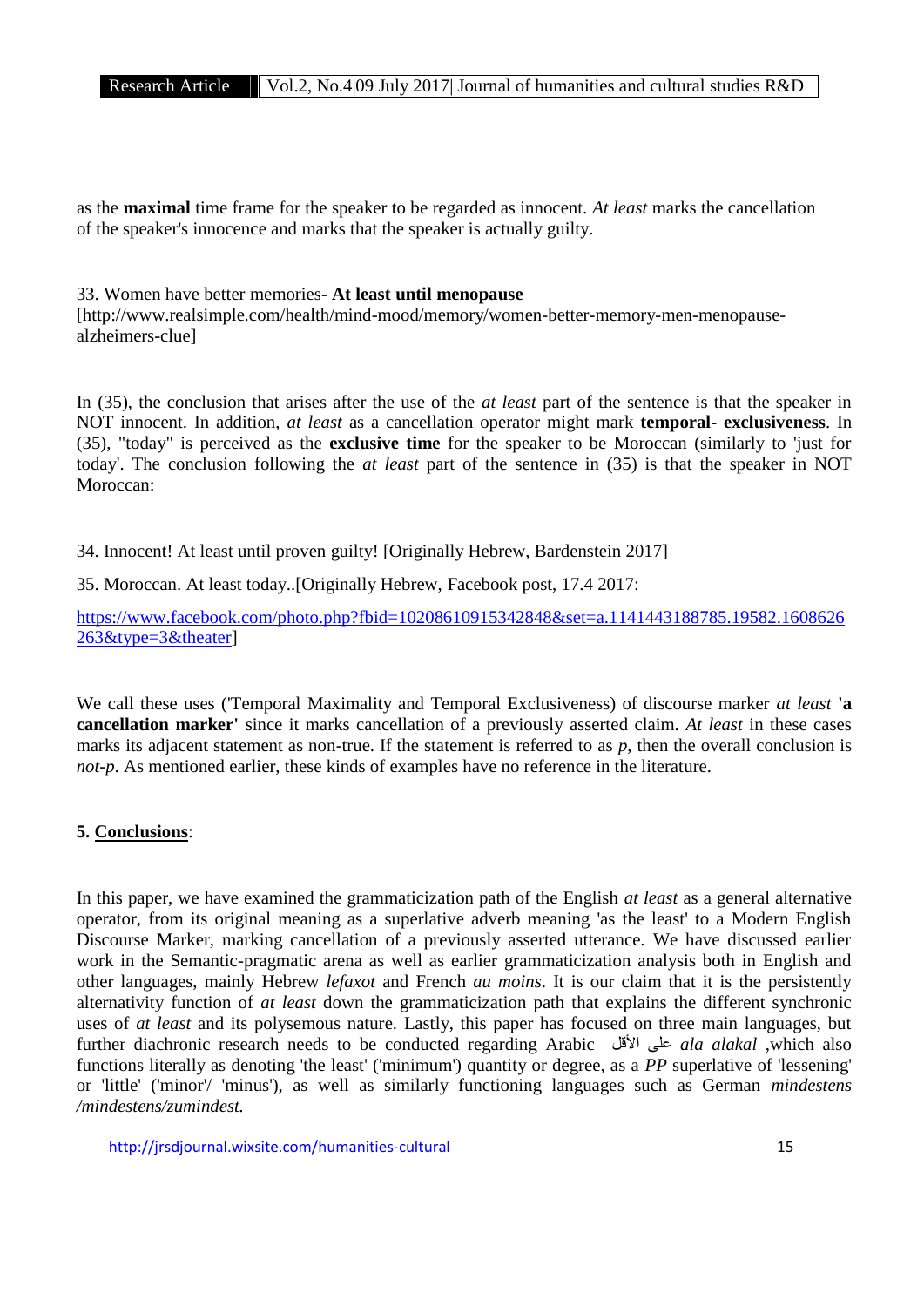as the **maximal** time frame for the speaker to be regarded as innocent. *At least* marks the cancellation of the speaker's innocence and marks that the speaker is actually guilty.

33. Women have better memories- **At least until menopause**
[http://www.realsimple.com/health/mind-mood/memory/women-better-memory-men-menopause-alzheimers-clue]

In (35), the conclusion that arises after the use of the *at least* part of the sentence is that the speaker in NOT innocent. In addition, *at least* as a cancellation operator might mark **temporal- exclusiveness**. In (35), "today" is perceived as the **exclusive time** for the speaker to be Moroccan (similarly to 'just for today'. The conclusion following the *at least* part of the sentence in (35) is that the speaker in NOT Moroccan:

34. Innocent! At least until proven guilty! [Originally Hebrew, Bardenstein 2017]

35. Moroccan. At least today..[Originally Hebrew, Facebook post, 17.4 2017:

https://www.facebook.com/photo.php?fbid=10208610915342848&set=a.1141443188785.19582.1608626263&type=3&theater]

We call these uses ('Temporal Maximality and Temporal Exclusiveness) of discourse marker *at least* **'a cancellation marker'** since it marks cancellation of a previously asserted claim. *At least* in these cases marks its adjacent statement as non-true. If the statement is referred to as *p*, then the overall conclusion is *not-p*. As mentioned earlier, these kinds of examples have no reference in the literature.

## 5. Conclusions:

In this paper, we have examined the grammaticization path of the English *at least* as a general alternative operator, from its original meaning as a superlative adverb meaning 'as the least' to a Modern English Discourse Marker, marking cancellation of a previously asserted utterance. We have discussed earlier work in the Semantic-pragmatic arena as well as earlier grammaticization analysis both in English and other languages, mainly Hebrew *lefaxot* and French *au moins*. It is our claim that it is the persistently alternativity function of *at least* down the grammaticization path that explains the different synchronic uses of *at least* and its polysemous nature. Lastly, this paper has focused on three main languages, but further diachronic research needs to be conducted regarding Arabic على الأقل *ala alakal* ,which also functions literally as denoting 'the least' ('minimum') quantity or degree, as a *PP* superlative of 'lessening' or 'little' ('minor'/ 'minus'), as well as similarly functioning languages such as German *mindestens /mindestens/zumindest.*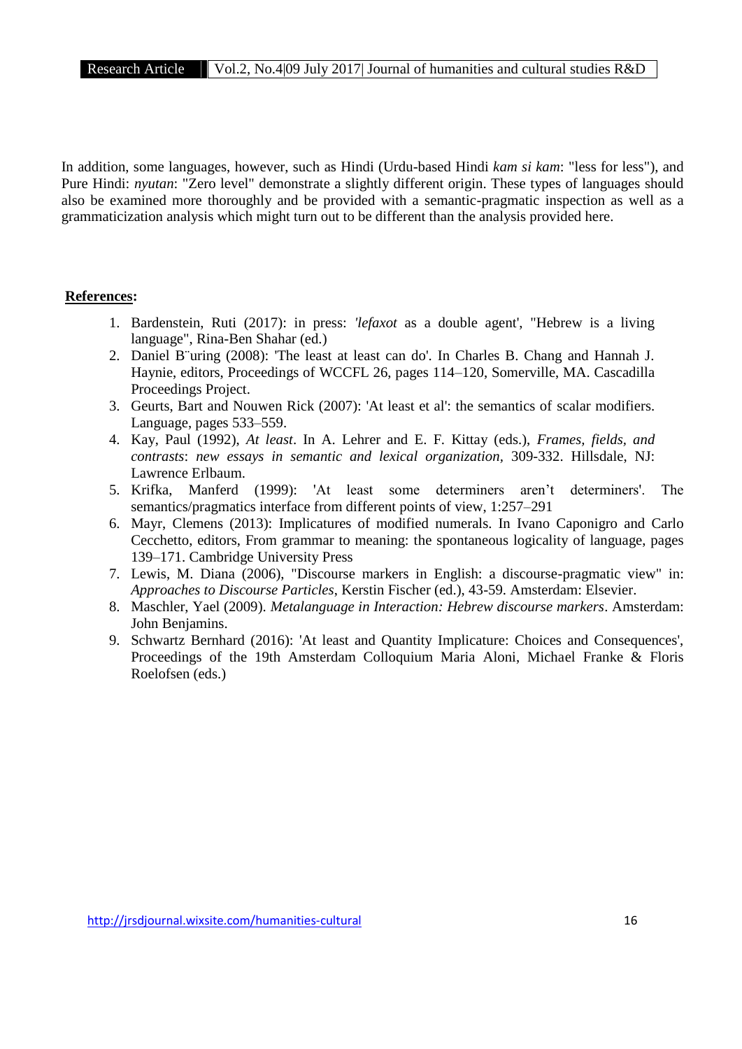In addition, some languages, however, such as Hindi (Urdu-based Hindi *kam si kam*: "less for less"), and Pure Hindi: *nyutan*: "Zero level" demonstrate a slightly different origin. These types of languages should also be examined more thoroughly and be provided with a semantic-pragmatic inspection as well as a grammaticization analysis which might turn out to be different than the analysis provided here.

**References:**

1. Bardenstein, Ruti (2017): in press: *'lefaxot* as a double agent', "Hebrew is a living language", Rina-Ben Shahar (ed.)
2. Daniel B¨uring (2008): 'The least at least can do'. In Charles B. Chang and Hannah J. Haynie, editors, Proceedings of WCCFL 26, pages 114–120, Somerville, MA. Cascadilla Proceedings Project.
3. Geurts, Bart and Nouwen Rick (2007): 'At least et al': the semantics of scalar modifiers. Language, pages 533–559.
4. Kay, Paul (1992), *At least*. In A. Lehrer and E. F. Kittay (eds.), *Frames, fields, and contrasts*: *new essays in semantic and lexical organization*, 309-332. Hillsdale, NJ: Lawrence Erlbaum.
5. Krifka, Manferd (1999): 'At least some determiners aren't determiners'. The semantics/pragmatics interface from different points of view, 1:257–291
6. Mayr, Clemens (2013): Implicatures of modified numerals. In Ivano Caponigro and Carlo Cecchetto, editors, From grammar to meaning: the spontaneous logicality of language, pages 139–171. Cambridge University Press
7. Lewis, M. Diana (2006), "Discourse markers in English: a discourse-pragmatic view" in: *Approaches to Discourse Particles*, Kerstin Fischer (ed.), 43-59. Amsterdam: Elsevier.
8. Maschler, Yael (2009). *Metalanguage in Interaction: Hebrew discourse markers*. Amsterdam: John Benjamins.
9. Schwartz Bernhard (2016): 'At least and Quantity Implicature: Choices and Consequences', Proceedings of the 19th Amsterdam Colloquium Maria Aloni, Michael Franke & Floris Roelofsen (eds.)